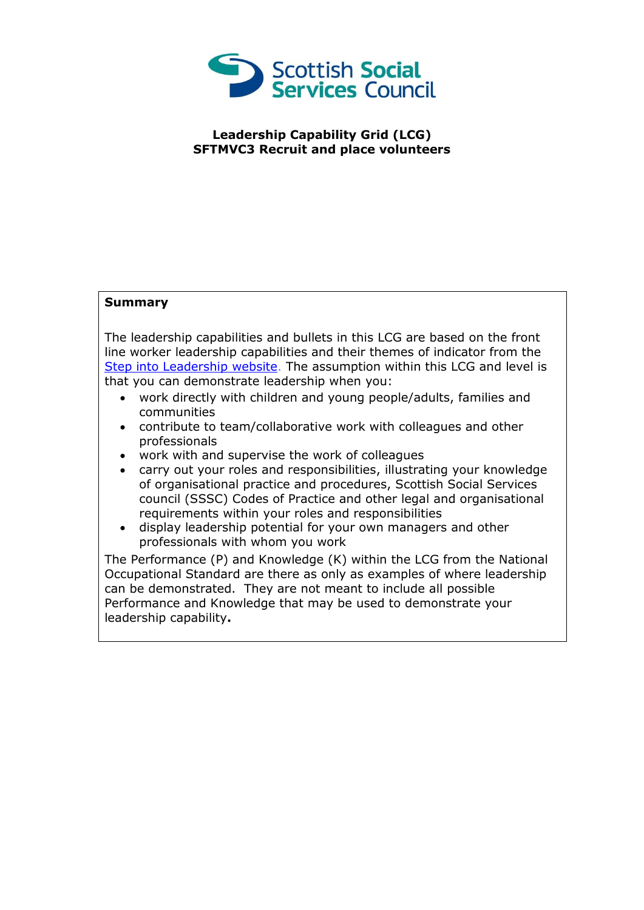Scottish Social Services Council

**Leadership Capability Grid (LCG)**
**SFTMVC3 Recruit and place volunteers**

**Summary**

The leadership capabilities and bullets in this LCG are based on the front line worker leadership capabilities and their themes of indicator from the [Step into Leadership website](). The assumption within this LCG and level is that you can demonstrate leadership when you:

- work directly with children and young people/adults, families and communities
- contribute to team/collaborative work with colleagues and other professionals
- work with and supervise the work of colleagues
- carry out your roles and responsibilities, illustrating your knowledge of organisational practice and procedures, Scottish Social Services council (SSSC) Codes of Practice and other legal and organisational requirements within your roles and responsibilities
- display leadership potential for your own managers and other professionals with whom you work

The Performance (P) and Knowledge (K) within the LCG from the National Occupational Standard are there as only as examples of where leadership can be demonstrated. They are not meant to include all possible Performance and Knowledge that may be used to demonstrate your leadership capability**.**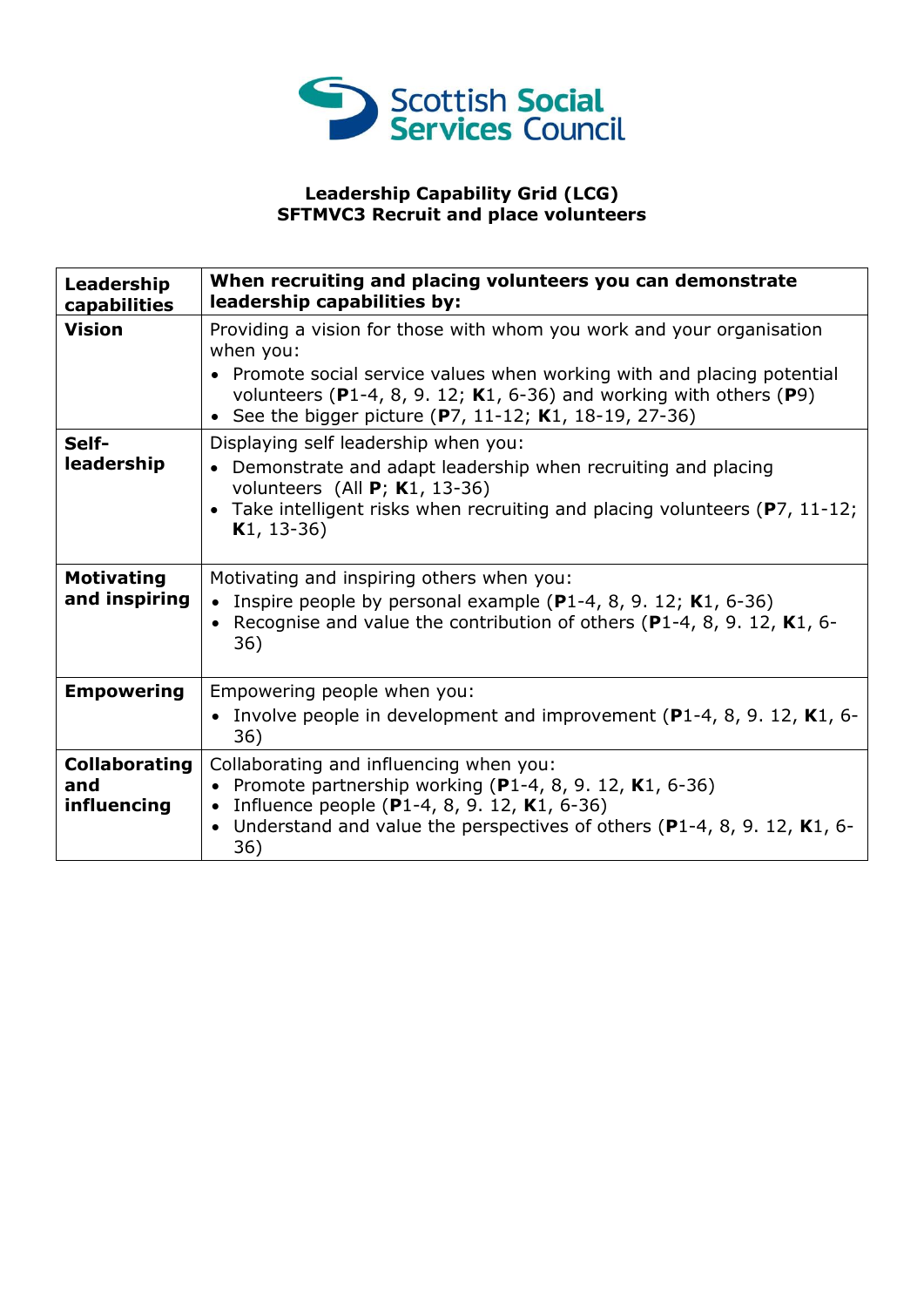Scottish Social Services Council

**Leadership Capability Grid (LCG)**
**SFTMVC3 Recruit and place volunteers**

| **Leadership capabilities** | **When recruiting and placing volunteers you can demonstrate leadership capabilities by:** |
|---|---|
| **Vision** | Providing a vision for those with whom you work and your organisation when you:<br>• Promote social service values when working with and placing potential volunteers (**P**1-4, 8, 9. 12; **K**1, 6-36) and working with others (**P**9)<br>• See the bigger picture (**P**7, 11-12; **K**1, 18-19, 27-36) |
| **Self-leadership** | Displaying self leadership when you:<br>• Demonstrate and adapt leadership when recruiting and placing volunteers (All **P**; **K**1, 13-36)<br>• Take intelligent risks when recruiting and placing volunteers (**P**7, 11-12; **K**1, 13-36) |
| **Motivating and inspiring** | Motivating and inspiring others when you:<br>• Inspire people by personal example (**P**1-4, 8, 9. 12; **K**1, 6-36)<br>• Recognise and value the contribution of others (**P**1-4, 8, 9. 12, **K**1, 6-36) |
| **Empowering** | Empowering people when you:<br>• Involve people in development and improvement (**P**1-4, 8, 9. 12, **K**1, 6-36) |
| **Collaborating and influencing** | Collaborating and influencing when you:<br>• Promote partnership working (**P**1-4, 8, 9. 12, **K**1, 6-36)<br>• Influence people (**P**1-4, 8, 9. 12, **K**1, 6-36)<br>• Understand and value the perspectives of others (**P**1-4, 8, 9. 12, **K**1, 6-36) |